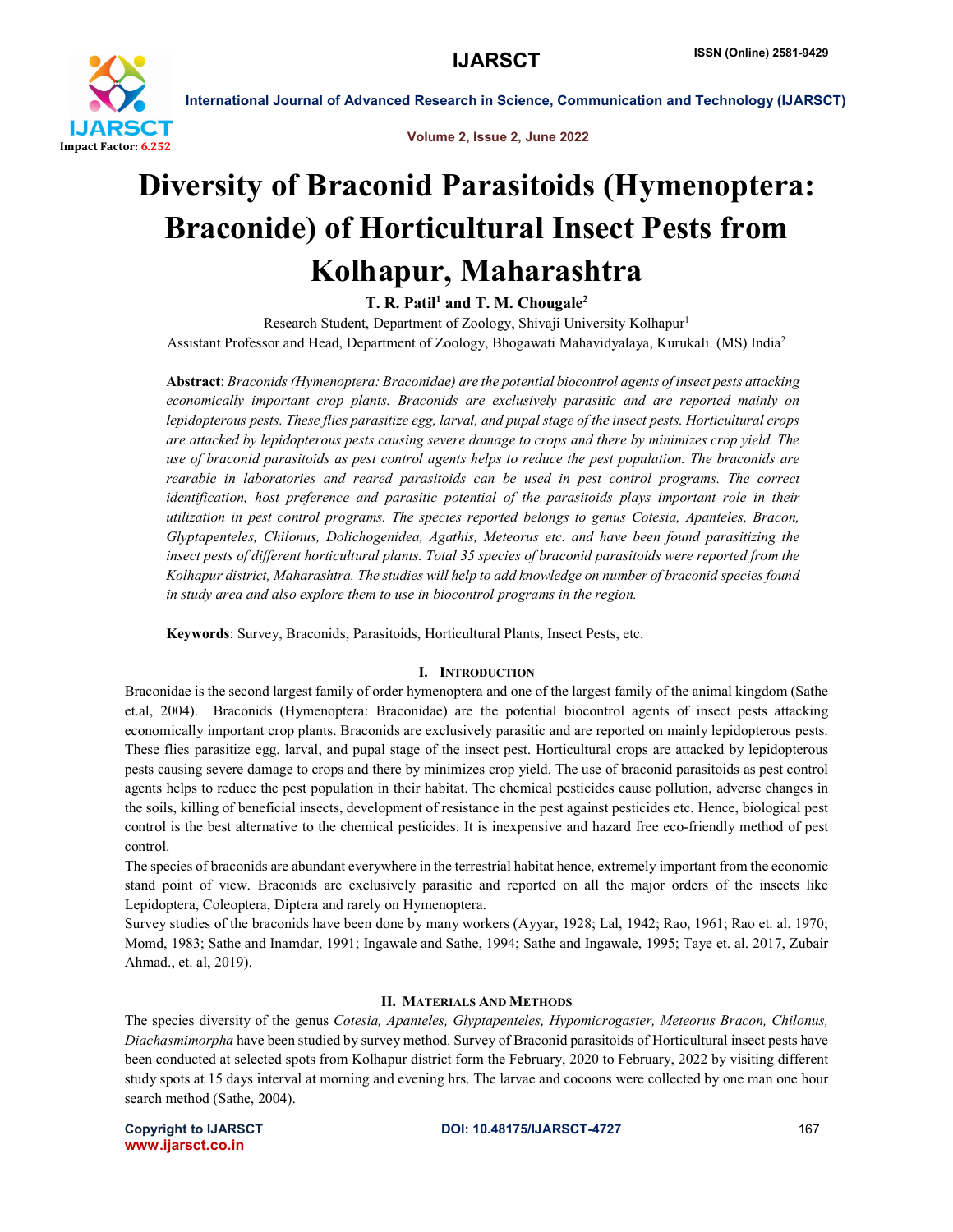# Diversity of Braconid Parasitoids (Hymenoptera: Braconide) of Horticultural Insect Pests from Kolhapur, Maharashtra

**T. R. Patil[1] and T. M. Chougale[2]**

Research Student, Department of Zoology, Shivaji University Kolhapur[1]

Assistant Professor and Head, Department of Zoology, Bhogawati Mahavidyalaya, Kurukali. (MS) India[2]

**Abstract**: *Braconids (Hymenoptera: Braconidae) are the potential biocontrol agents of insect pests attacking economically important crop plants. Braconids are exclusively parasitic and are reported mainly on lepidopterous pests. These flies parasitize egg, larval, and pupal stage of the insect pests. Horticultural crops are attacked by lepidopterous pests causing severe damage to crops and there by minimizes crop yield. The use of braconid parasitoids as pest control agents helps to reduce the pest population. The braconids are rearable in laboratories and reared parasitoids can be used in pest control programs. The correct identification, host preference and parasitic potential of the parasitoids plays important role in their utilization in pest control programs. The species reported belongs to genus Cotesia, Apanteles, Bracon, Glyptapenteles, Chilonus, Dolichogenidea, Agathis, Meteorus etc. and have been found parasitizing the insect pests of different horticultural plants. Total 35 species of braconid parasitoids were reported from the Kolhapur district, Maharashtra. The studies will help to add knowledge on number of braconid species found in study area and also explore them to use in biocontrol programs in the region.*

**Keywords**: Survey, Braconids, Parasitoids, Horticultural Plants, Insect Pests, etc.

## I. Introduction

Braconidae is the second largest family of order hymenoptera and one of the largest family of the animal kingdom (Sathe et.al, 2004). Braconids (Hymenoptera: Braconidae) are the potential biocontrol agents of insect pests attacking economically important crop plants. Braconids are exclusively parasitic and are reported on mainly lepidopterous pests. These flies parasitize egg, larval, and pupal stage of the insect pest. Horticultural crops are attacked by lepidopterous pests causing severe damage to crops and there by minimizes crop yield. The use of braconid parasitoids as pest control agents helps to reduce the pest population in their habitat. The chemical pesticides cause pollution, adverse changes in the soils, killing of beneficial insects, development of resistance in the pest against pesticides etc. Hence, biological pest control is the best alternative to the chemical pesticides. It is inexpensive and hazard free eco-friendly method of pest control.

The species of braconids are abundant everywhere in the terrestrial habitat hence, extremely important from the economic stand point of view. Braconids are exclusively parasitic and reported on all the major orders of the insects like Lepidoptera, Coleoptera, Diptera and rarely on Hymenoptera.

Survey studies of the braconids have been done by many workers (Ayyar, 1928; Lal, 1942; Rao, 1961; Rao et. al. 1970; Momd, 1983; Sathe and Inamdar, 1991; Ingawale and Sathe, 1994; Sathe and Ingawale, 1995; Taye et. al. 2017, Zubair Ahmad., et. al, 2019).

## II. Materials And Methods

The species diversity of the genus *Cotesia, Apanteles, Glyptapenteles, Hypomicrogaster, Meteorus Bracon, Chilonus, Diachasmimorpha* have been studied by survey method. Survey of Braconid parasitoids of Horticultural insect pests have been conducted at selected spots from Kolhapur district form the February, 2020 to February, 2022 by visiting different study spots at 15 days interval at morning and evening hrs. The larvae and cocoons were collected by one man one hour search method (Sathe, 2004).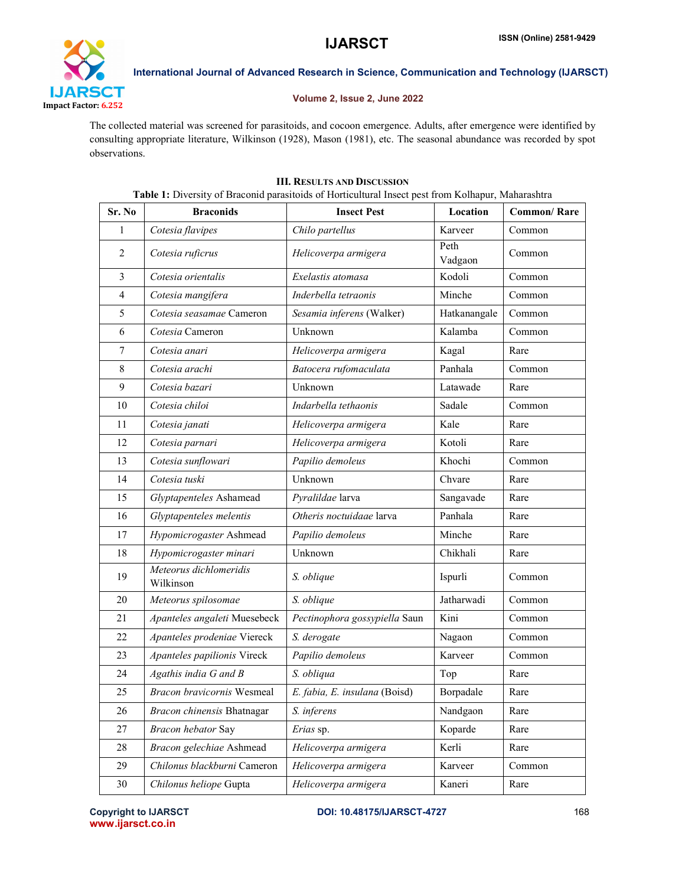The collected material was screened for parasitoids, and cocoon emergence. Adults, after emergence were identified by consulting appropriate literature, Wilkinson (1928), Mason (1981), etc. The seasonal abundance was recorded by spot observations.

## III. Results and Discussion

**Table 1:** Diversity of Braconid parasitoids of Horticultural Insect pest from Kolhapur, Maharashtra

| Sr. No | Braconids | Insect Pest | Location | Common/ Rare |
|---|---|---|---|---|
| 1 | *Cotesia flavipes* | *Chilo partellus* | Karveer | Common |
| 2 | *Cotesia ruficrus* | *Helicoverpa armigera* | Peth Vadgaon | Common |
| 3 | *Cotesia orientalis* | *Exelastis atomasa* | Kodoli | Common |
| 4 | *Cotesia mangifera* | *Inderbella tetraonis* | Minche | Common |
| 5 | *Cotesia seasamae* Cameron | *Sesamia inferens* (Walker) | Hatkanangale | Common |
| 6 | *Cotesia* Cameron | Unknown | Kalamba | Common |
| 7 | *Cotesia anari* | *Helicoverpa armigera* | Kagal | Rare |
| 8 | *Cotesia arachi* | *Batocera rufomaculata* | Panhala | Common |
| 9 | *Cotesia bazari* | Unknown | Latawade | Rare |
| 10 | *Cotesia chiloi* | *Indarbella tethaonis* | Sadale | Common |
| 11 | *Cotesia janati* | *Helicoverpa armigera* | Kale | Rare |
| 12 | *Cotesia parnari* | *Helicoverpa armigera* | Kotoli | Rare |
| 13 | *Cotesia sunflowari* | *Papilio demoleus* | Khochi | Common |
| 14 | *Cotesia tuski* | Unknown | Chvare | Rare |
| 15 | *Glyptapenteles* Ashamead | *Pyralildae* larva | Sangavade | Rare |
| 16 | *Glyptapenteles melentis* | *Otheris noctuidaae* larva | Panhala | Rare |
| 17 | *Hypomicrogaster* Ashmead | *Papilio demoleus* | Minche | Rare |
| 18 | *Hypomicrogaster minari* | Unknown | Chikhali | Rare |
| 19 | *Meteorus dichlomeridis* Wilkinson | *S. oblique* | Ispurli | Common |
| 20 | *Meteorus spilosomae* | *S. oblique* | Jatharwadi | Common |
| 21 | *Apanteles angaleti* Muesebeck | *Pectinophora gossypiella* Saun | Kini | Common |
| 22 | *Apanteles prodeniae* Viereck | *S. derogate* | Nagaon | Common |
| 23 | *Apanteles papilionis* Vireck | *Papilio demoleus* | Karveer | Common |
| 24 | *Agathis india G and B* | *S. obliqua* | Top | Rare |
| 25 | *Bracon bravicornis* Wesmeal | *E. fabia, E. insulana* (Boisd) | Borpadale | Rare |
| 26 | *Bracon chinensis* Bhatnagar | *S. inferens* | Nandgaon | Rare |
| 27 | *Bracon hebator* Say | *Erias* sp. | Koparde | Rare |
| 28 | *Bracon gelechiae* Ashmead | *Helicoverpa armigera* | Kerli | Rare |
| 29 | *Chilonus blackburni* Cameron | *Helicoverpa armigera* | Karveer | Common |
| 30 | *Chilonus heliope* Gupta | *Helicoverpa armigera* | Kaneri | Rare |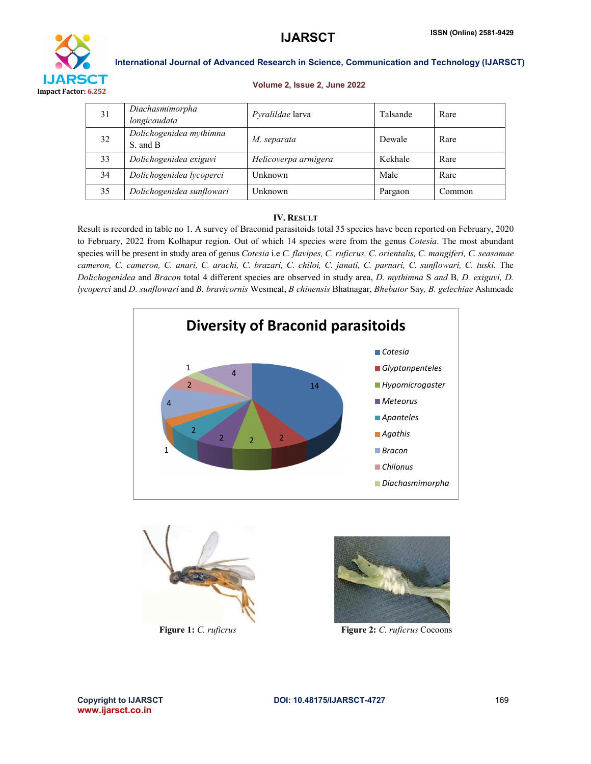| 31 | *Diachasmimorpha longicaudata* | *Pyralildae* larva | Talsande | Rare |
|---|---|---|---|---|
| 32 | *Dolichogenidea mythimna* S. and B | *M. separata* | Dewale | Rare |
| 33 | *Dolichogenidea exiguvi* | *Helicoverpa armigera* | Kekhale | Rare |
| 34 | *Dolichogenidea lycoperci* | Unknown | Male | Rare |
| 35 | *Dolichogenidea sunflowari* | Unknown | Pargaon | Common |

## IV. Result

Result is recorded in table no 1. A survey of Braconid parasitoids total 35 species have been reported on February, 2020 to February, 2022 from Kolhapur region. Out of which 14 species were from the genus *Cotesia*. The most abundant species will be present in study area of genus *Cotesia* i.e *C. flavipes, C. ruficrus, C. orientalis, C. mangiferi, C. seasamae cameron, C. cameron, C. anari, C. arachi, C. brazari, C. chiloi, C. janati, C. parnari, C. sunflowari, C. tuski.* The *Dolichogenidea* and *Bracon* total 4 different species are observed in study area, *D. mythimna* S *and* B, *D. exiguvi, D. lycoperci* and *D. sunflowari* and *B. bravicornis* Wesmeal, *B chinensis* Bhatnagar, *Bhebator* Say, *B. gelechiae* Ashmeade

**Diversity of Braconid parasitoids**

| Genus | Number of species |
|---|---|
| *Cotesia* | 14 |
| *Glyptanpenteles* | 2 |
| *Hypomicrogaster* | 2 |
| *Meteorus* | 2 |
| *Apanteles* | 2 |
| *Agathis* | 1 |
| *Bracon* | 4 |
| *Chilonus* | 2 |
| *Diachasmimorpha* | 1 |
| (unlabeled) | 4 |

**Figure 1:** *C. ruficrus*

**Figure 2:** *C. ruficrus* Cocoons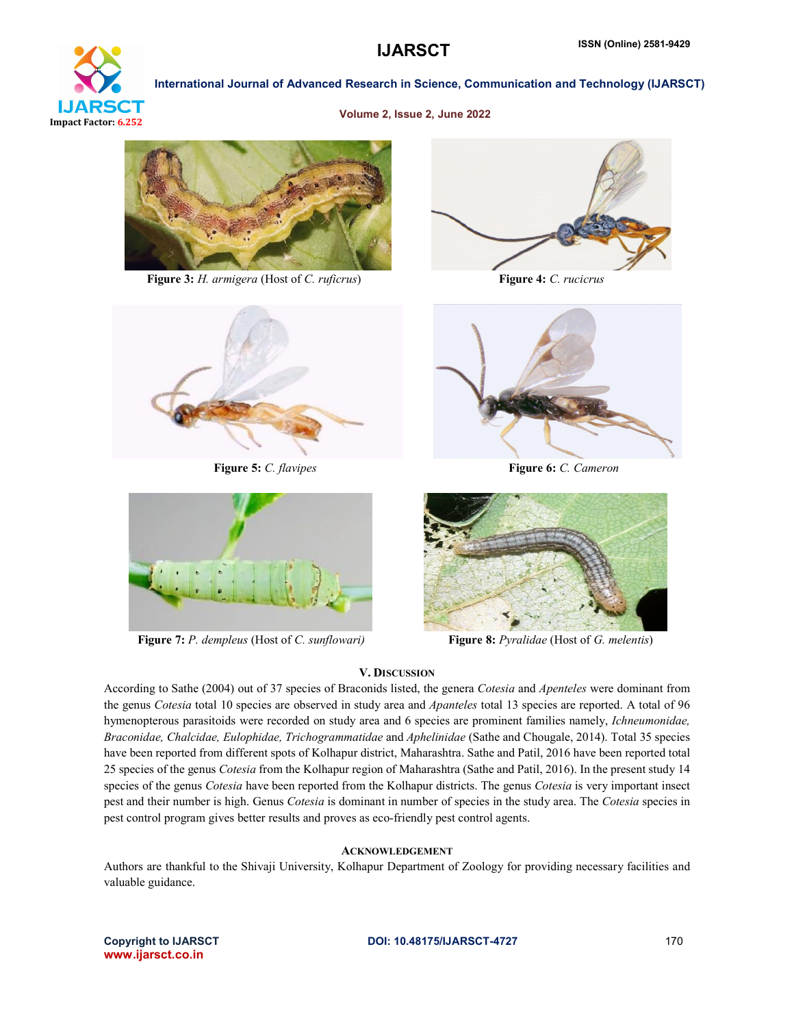Figure 3: *H. armigera* (Host of *C. ruficrus*)

Figure 4: *C. rucicrus*

Figure 5: *C. flavipes*

Figure 6: *C. Cameron*

Figure 7: *P. dempleus* (Host of *C. sunflowari)*

Figure 8: *Pyralidae* (Host of *G. melentis*)

## V. Discussion

According to Sathe (2004) out of 37 species of Braconids listed, the genera *Cotesia* and *Apenteles* were dominant from the genus *Cotesia* total 10 species are observed in study area and *Apanteles* total 13 species are reported. A total of 96 hymenopterous parasitoids were recorded on study area and 6 species are prominent families namely, *Ichneumonidae, Braconidae, Chalcidae, Eulophidae, Trichogrammatidae* and *Aphelinidae* (Sathe and Chougale, 2014). Total 35 species have been reported from different spots of Kolhapur district, Maharashtra. Sathe and Patil, 2016 have been reported total 25 species of the genus *Cotesia* from the Kolhapur region of Maharashtra (Sathe and Patil, 2016). In the present study 14 species of the genus *Cotesia* have been reported from the Kolhapur districts. The genus *Cotesia* is very important insect pest and their number is high. Genus *Cotesia* is dominant in number of species in the study area. The *Cotesia* species in pest control program gives better results and proves as eco-friendly pest control agents.

## Acknowledgement

Authors are thankful to the Shivaji University, Kolhapur Department of Zoology for providing necessary facilities and valuable guidance.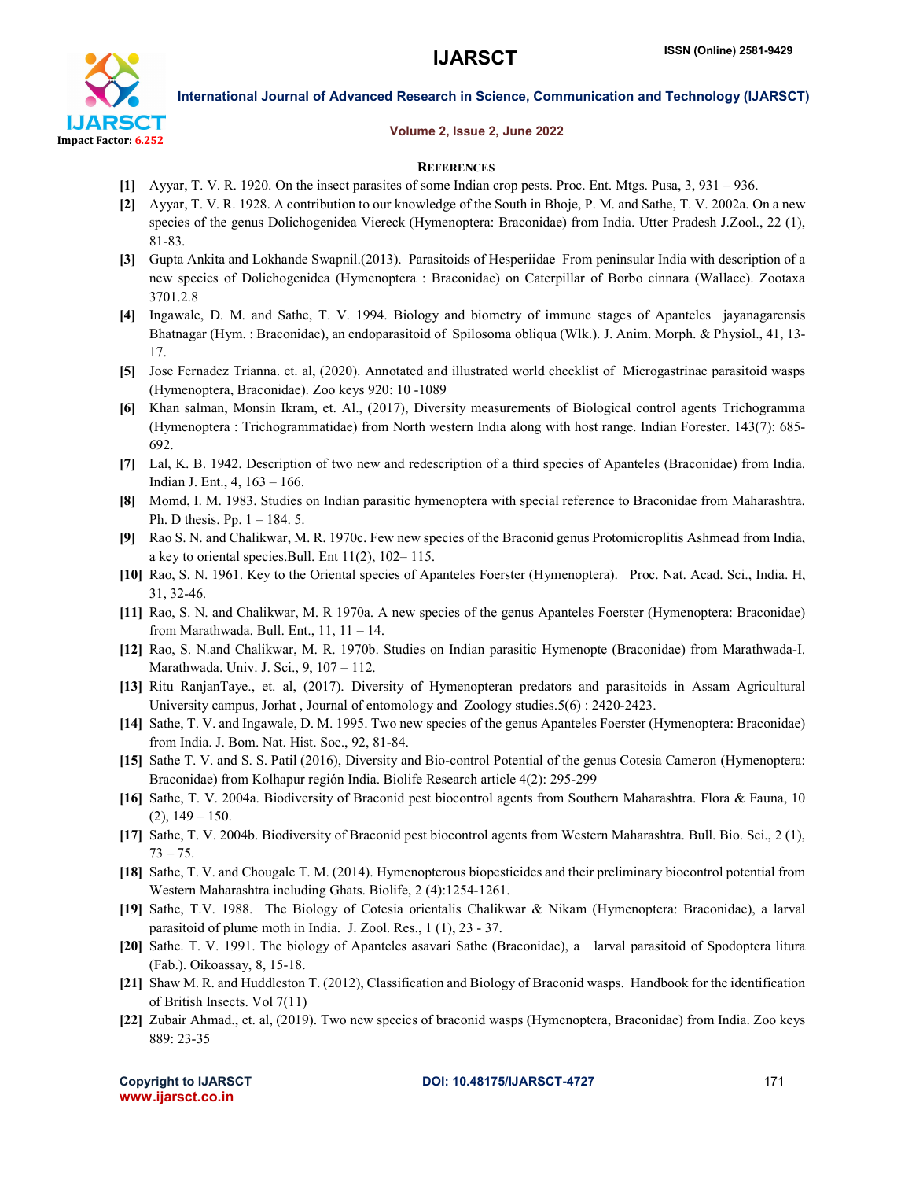## References

[1] Ayyar, T. V. R. 1920. On the insect parasites of some Indian crop pests. Proc. Ent. Mtgs. Pusa, 3, 931 – 936.

[2] Ayyar, T. V. R. 1928. A contribution to our knowledge of the South in Bhoje, P. M. and Sathe, T. V. 2002a. On a new species of the genus Dolichogenidea Viereck (Hymenoptera: Braconidae) from India. Utter Pradesh J.Zool., 22 (1), 81-83.

[3] Gupta Ankita and Lokhande Swapnil.(2013). Parasitoids of Hesperiidae From peninsular India with description of a new species of Dolichogenidea (Hymenoptera : Braconidae) on Caterpillar of Borbo cinnara (Wallace). Zootaxa 3701.2.8

[4] Ingawale, D. M. and Sathe, T. V. 1994. Biology and biometry of immune stages of Apanteles jayanagarensis Bhatnagar (Hym. : Braconidae), an endoparasitoid of Spilosoma obliqua (Wlk.). J. Anim. Morph. & Physiol., 41, 13-17.

[5] Jose Fernadez Trianna. et. al, (2020). Annotated and illustrated world checklist of Microgastrinae parasitoid wasps (Hymenoptera, Braconidae). Zoo keys 920: 10 -1089

[6] Khan salman, Monsin Ikram, et. Al., (2017), Diversity measurements of Biological control agents Trichogramma (Hymenoptera : Trichogrammatidae) from North western India along with host range. Indian Forester. 143(7): 685-692.

[7] Lal, K. B. 1942. Description of two new and redescription of a third species of Apanteles (Braconidae) from India. Indian J. Ent., 4, 163 – 166.

[8] Momd, I. M. 1983. Studies on Indian parasitic hymenoptera with special reference to Braconidae from Maharashtra. Ph. D thesis. Pp. 1 – 184. 5.

[9] Rao S. N. and Chalikwar, M. R. 1970c. Few new species of the Braconid genus Protomicroplitis Ashmead from India, a key to oriental species.Bull. Ent 11(2), 102– 115.

[10] Rao, S. N. 1961. Key to the Oriental species of Apanteles Foerster (Hymenoptera). Proc. Nat. Acad. Sci., India. H, 31, 32-46.

[11] Rao, S. N. and Chalikwar, M. R 1970a. A new species of the genus Apanteles Foerster (Hymenoptera: Braconidae) from Marathwada. Bull. Ent., 11, 11 – 14.

[12] Rao, S. N.and Chalikwar, M. R. 1970b. Studies on Indian parasitic Hymenopte (Braconidae) from Marathwada-I. Marathwada. Univ. J. Sci., 9, 107 – 112.

[13] Ritu RanjanTaye., et. al, (2017). Diversity of Hymenopteran predators and parasitoids in Assam Agricultural University campus, Jorhat , Journal of entomology and Zoology studies.5(6) : 2420-2423.

[14] Sathe, T. V. and Ingawale, D. M. 1995. Two new species of the genus Apanteles Foerster (Hymenoptera: Braconidae) from India. J. Bom. Nat. Hist. Soc., 92, 81-84.

[15] Sathe T. V. and S. S. Patil (2016), Diversity and Bio-control Potential of the genus Cotesia Cameron (Hymenoptera: Braconidae) from Kolhapur región India. Biolife Research article 4(2): 295-299

[16] Sathe, T. V. 2004a. Biodiversity of Braconid pest biocontrol agents from Southern Maharashtra. Flora & Fauna, 10 (2), 149 – 150.

[17] Sathe, T. V. 2004b. Biodiversity of Braconid pest biocontrol agents from Western Maharashtra. Bull. Bio. Sci., 2 (1), 73 – 75.

[18] Sathe, T. V. and Chougale T. M. (2014). Hymenopterous biopesticides and their preliminary biocontrol potential from Western Maharashtra including Ghats. Biolife, 2 (4):1254-1261.

[19] Sathe, T.V. 1988. The Biology of Cotesia orientalis Chalikwar & Nikam (Hymenoptera: Braconidae), a larval parasitoid of plume moth in India. J. Zool. Res., 1 (1), 23 - 37.

[20] Sathe. T. V. 1991. The biology of Apanteles asavari Sathe (Braconidae), a larval parasitoid of Spodoptera litura (Fab.). Oikoassay, 8, 15-18.

[21] Shaw M. R. and Huddleston T. (2012), Classification and Biology of Braconid wasps. Handbook for the identification of British Insects. Vol 7(11)

[22] Zubair Ahmad., et. al, (2019). Two new species of braconid wasps (Hymenoptera, Braconidae) from India. Zoo keys 889: 23-35